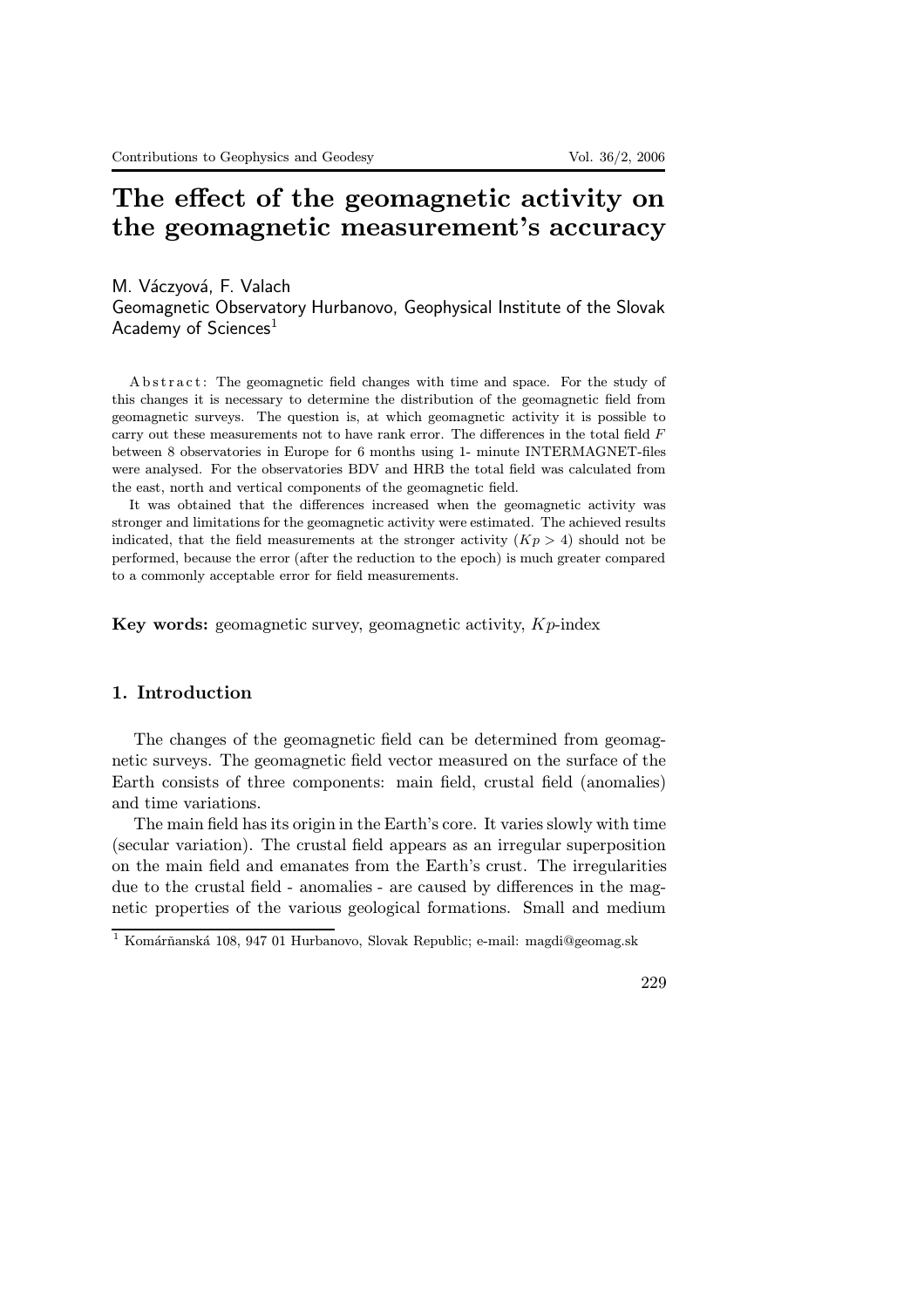# The effect of the geomagnetic activity on the geomagnetic measurement's accuracy

M. Váczyová, F. Valach
Geomagnetic Observatory Hurbanovo, Geophysical Institute of the Slovak Academy of Sciences[1]

Abstract: The geomagnetic field changes with time and space. For the study of this changes it is necessary to determine the distribution of the geomagnetic field from geomagnetic surveys. The question is, at which geomagnetic activity it is possible to carry out these measurements not to have rank error. The differences in the total field $F$ between 8 observatories in Europe for 6 months using 1- minute INTERMAGNET-files were analysed. For the observatories BDV and HRB the total field was calculated from the east, north and vertical components of the geomagnetic field.

It was obtained that the differences increased when the geomagnetic activity was stronger and limitations for the geomagnetic activity were estimated. The achieved results indicated, that the field measurements at the stronger activity ($Kp > 4$) should not be performed, because the error (after the reduction to the epoch) is much greater compared to a commonly acceptable error for field measurements.

**Key words:** geomagnetic survey, geomagnetic activity, $Kp$-index

## 1. Introduction

The changes of the geomagnetic field can be determined from geomagnetic surveys. The geomagnetic field vector measured on the surface of the Earth consists of three components: main field, crustal field (anomalies) and time variations.

The main field has its origin in the Earth's core. It varies slowly with time (secular variation). The crustal field appears as an irregular superposition on the main field and emanates from the Earth's crust. The irregularities due to the crustal field - anomalies - are caused by differences in the magnetic properties of the various geological formations. Small and medium

[1] Komárňanská 108, 947 01 Hurbanovo, Slovak Republic; e-mail: magdi@geomag.sk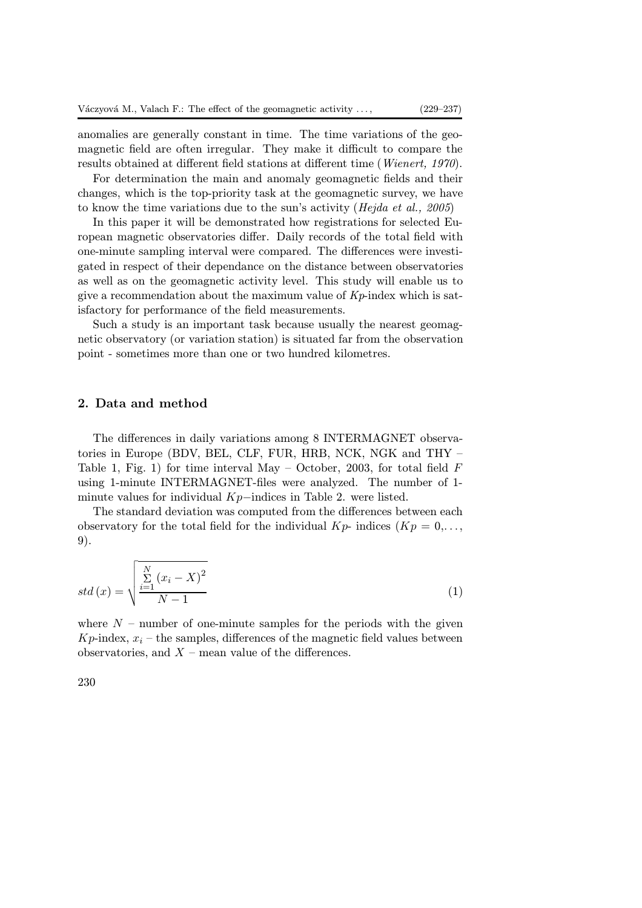anomalies are generally constant in time. The time variations of the geomagnetic field are often irregular. They make it difficult to compare the results obtained at different field stations at different time (*Wienert, 1970*).

For determination the main and anomaly geomagnetic fields and their changes, which is the top-priority task at the geomagnetic survey, we have to know the time variations due to the sun's activity (*Hejda et al., 2005*)

In this paper it will be demonstrated how registrations for selected European magnetic observatories differ. Daily records of the total field with one-minute sampling interval were compared. The differences were investigated in respect of their dependance on the distance between observatories as well as on the geomagnetic activity level. This study will enable us to give a recommendation about the maximum value of *Kp*-index which is satisfactory for performance of the field measurements.

Such a study is an important task because usually the nearest geomagnetic observatory (or variation station) is situated far from the observation point - sometimes more than one or two hundred kilometres.

## 2. Data and method

The differences in daily variations among 8 INTERMAGNET observatories in Europe (BDV, BEL, CLF, FUR, HRB, NCK, NGK and THY – Table 1, Fig. 1) for time interval May – October, 2003, for total field $F$ using 1-minute INTERMAGNET-files were analyzed. The number of 1-minute values for individual $Kp-$indices in Table 2. were listed.

The standard deviation was computed from the differences between each observatory for the total field for the individual $Kp$- indices ($Kp = 0, \ldots, 9$).

$$std\left(x\right) = \sqrt{\frac{\sum\limits_{i=1}^{N}\left(x_i - X\right)^2}{N-1}} \tag{1}$$

where $N$ – number of one-minute samples for the periods with the given $Kp$-index, $x_i$ – the samples, differences of the magnetic field values between observatories, and $X$ – mean value of the differences.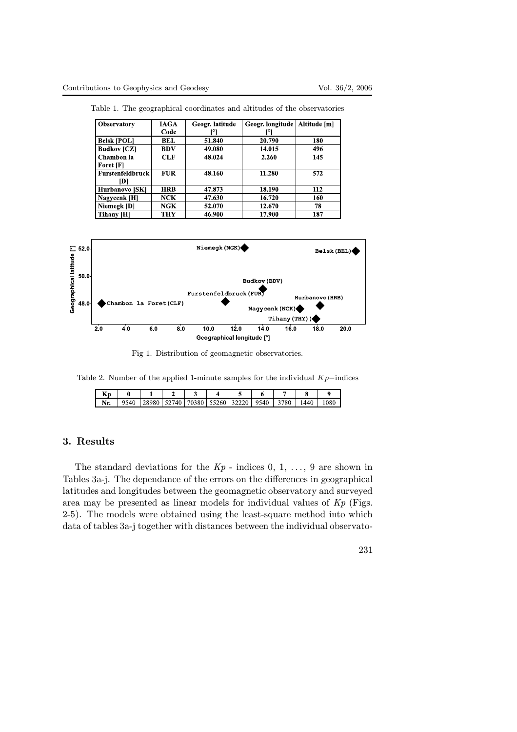Table 1. The geographical coordinates and altitudes of the observatories

| Observatory | IAGA Code | Geogr. latitude [°] | Geogr. longitude [°] | Altitude [m] |
|---|---|---|---|---|
| Belsk [POL] | BEL | 51.840 | 20.790 | 180 |
| Budkov [CZ] | BDV | 49.080 | 14.015 | 496 |
| Chambon la Foret [F] | CLF | 48.024 | 2.260 | 145 |
| Furstenfeldbruck [D] | FUR | 48.160 | 11.280 | 572 |
| Hurbanovo [SK] | HRB | 47.873 | 18.190 | 112 |
| Nagycenk [H] | NCK | 47.630 | 16.720 | 160 |
| Niemegk [D] | NGK | 52.070 | 12.670 | 78 |
| Tihany [H] | THY | 46.900 | 17.900 | 187 |

Fig 1. Distribution of geomagnetic observatories.

Table 2. Number of the applied 1-minute samples for the individual $Kp-$indices

| Kp | 0 | 1 | 2 | 3 | 4 | 5 | 6 | 7 | 8 | 9 |
|---|---|---|---|---|---|---|---|---|---|---|
| Nr. | 9540 | 28980 | 52740 | 70380 | 55260 | 32220 | 9540 | 3780 | 1440 | 1080 |

## 3. Results

The standard deviations for the *Kp* - indices 0, 1, ..., 9 are shown in Tables 3a-j. The dependance of the errors on the differences in geographical latitudes and longitudes between the geomagnetic observatory and surveyed area may be presented as linear models for individual values of *Kp* (Figs. 2-5). The models were obtained using the least-square method into which data of tables 3a-j together with distances between the individual observato-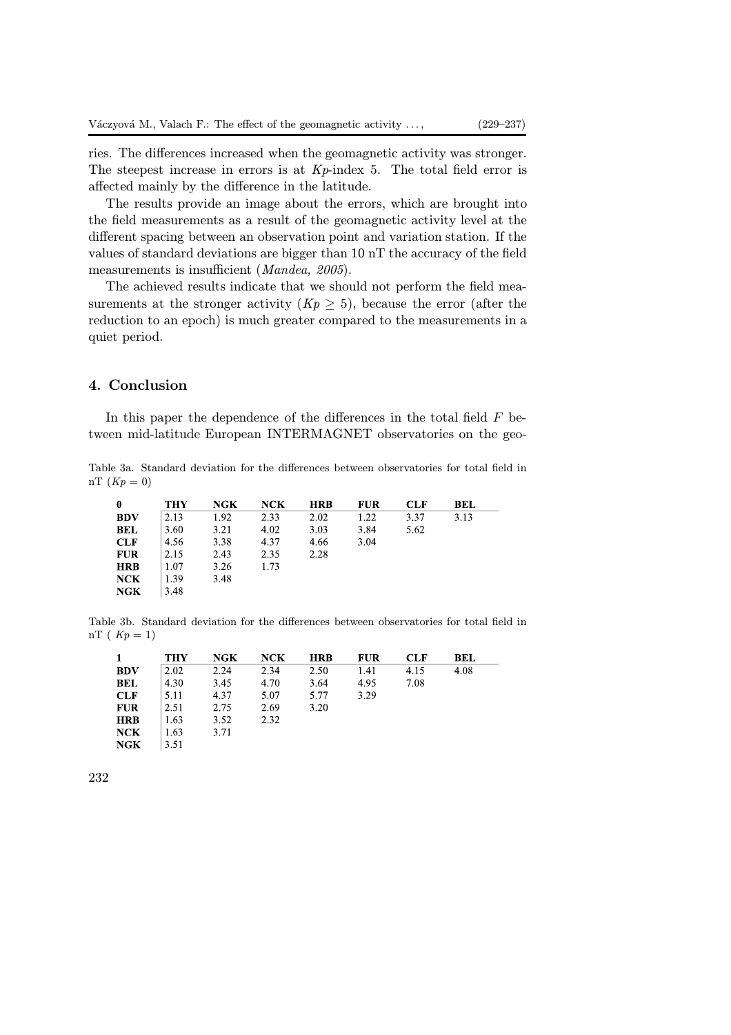ries. The differences increased when the geomagnetic activity was stronger. The steepest increase in errors is at *Kp*-index 5. The total field error is affected mainly by the difference in the latitude.

The results provide an image about the errors, which are brought into the field measurements as a result of the geomagnetic activity level at the different spacing between an observation point and variation station. If the values of standard deviations are bigger than 10 nT the accuracy of the field measurements is insufficient (*Mandea, 2005*).

The achieved results indicate that we should not perform the field measurements at the stronger activity ($Kp \geq 5$), because the error (after the reduction to an epoch) is much greater compared to the measurements in a quiet period.

## 4. Conclusion

In this paper the dependence of the differences in the total field $F$ between mid-latitude European INTERMAGNET observatories on the geo-

Table 3a. Standard deviation for the differences between observatories for total field in nT ($Kp = 0$)

| **0** | **THY** | **NGK** | **NCK** | **HRB** | **FUR** | **CLF** | **BEL** |
|---|---|---|---|---|---|---|---|
| **BDV** | 2.13 | 1.92 | 2.33 | 2.02 | 1.22 | 3.37 | 3.13 |
| **BEL** | 3.60 | 3.21 | 4.02 | 3.03 | 3.84 | 5.62 | |
| **CLF** | 4.56 | 3.38 | 4.37 | 4.66 | 3.04 | | |
| **FUR** | 2.15 | 2.43 | 2.35 | 2.28 | | | |
| **HRB** | 1.07 | 3.26 | 1.73 | | | | |
| **NCK** | 1.39 | 3.48 | | | | | |
| **NGK** | 3.48 | | | | | | |

Table 3b. Standard deviation for the differences between observatories for total field in nT ( $Kp = 1$)

| **1** | **THY** | **NGK** | **NCK** | **HRB** | **FUR** | **CLF** | **BEL** |
|---|---|---|---|---|---|---|---|
| **BDV** | 2.02 | 2.24 | 2.34 | 2.50 | 1.41 | 4.15 | 4.08 |
| **BEL** | 4.30 | 3.45 | 4.70 | 3.64 | 4.95 | 7.08 | |
| **CLF** | 5.11 | 4.37 | 5.07 | 5.77 | 3.29 | | |
| **FUR** | 2.51 | 2.75 | 2.69 | 3.20 | | | |
| **HRB** | 1.63 | 3.52 | 2.32 | | | | |
| **NCK** | 1.63 | 3.71 | | | | | |
| **NGK** | 3.51 | | | | | | |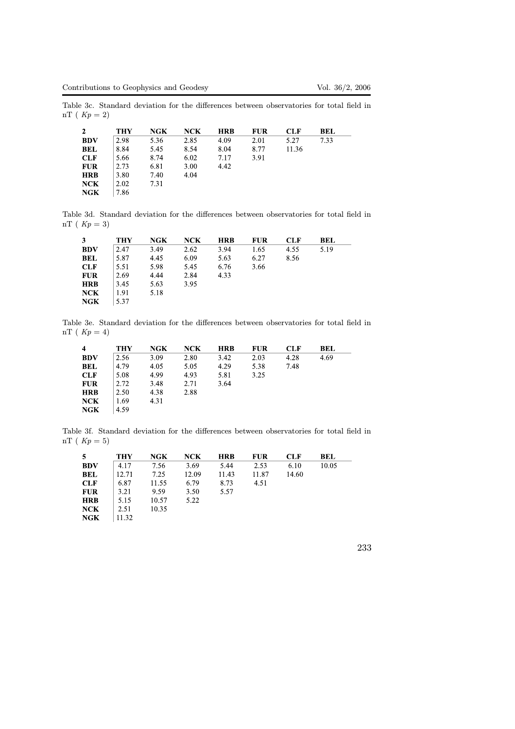Table 3c. Standard deviation for the differences between observatories for total field in nT ( $Kp = 2$)

| **2** | **THY** | **NGK** | **NCK** | **HRB** | **FUR** | **CLF** | **BEL** |
|---|---|---|---|---|---|---|---|
| **BDV** | 2.98 | 5.36 | 2.85 | 4.09 | 2.01 | 5.27 | 7.33 |
| **BEL** | 8.84 | 5.45 | 8.54 | 8.04 | 8.77 | 11.36 | |
| **CLF** | 5.66 | 8.74 | 6.02 | 7.17 | 3.91 | | |
| **FUR** | 2.73 | 6.81 | 3.00 | 4.42 | | | |
| **HRB** | 3.80 | 7.40 | 4.04 | | | | |
| **NCK** | 2.02 | 7.31 | | | | | |
| **NGK** | 7.86 | | | | | | |

Table 3d. Standard deviation for the differences between observatories for total field in nT ( $Kp = 3$)

| **3** | **THY** | **NGK** | **NCK** | **HRB** | **FUR** | **CLF** | **BEL** |
|---|---|---|---|---|---|---|---|
| **BDV** | 2.47 | 3.49 | 2.62 | 3.94 | 1.65 | 4.55 | 5.19 |
| **BEL** | 5.87 | 4.45 | 6.09 | 5.63 | 6.27 | 8.56 | |
| **CLF** | 5.51 | 5.98 | 5.45 | 6.76 | 3.66 | | |
| **FUR** | 2.69 | 4.44 | 2.84 | 4.33 | | | |
| **HRB** | 3.45 | 5.63 | 3.95 | | | | |
| **NCK** | 1.91 | 5.18 | | | | | |
| **NGK** | 5.37 | | | | | | |

Table 3e. Standard deviation for the differences between observatories for total field in nT ( $Kp = 4$)

| **4** | **THY** | **NGK** | **NCK** | **HRB** | **FUR** | **CLF** | **BEL** |
|---|---|---|---|---|---|---|---|
| **BDV** | 2.56 | 3.09 | 2.80 | 3.42 | 2.03 | 4.28 | 4.69 |
| **BEL** | 4.79 | 4.05 | 5.05 | 4.29 | 5.38 | 7.48 | |
| **CLF** | 5.08 | 4.99 | 4.93 | 5.81 | 3.25 | | |
| **FUR** | 2.72 | 3.48 | 2.71 | 3.64 | | | |
| **HRB** | 2.50 | 4.38 | 2.88 | | | | |
| **NCK** | 1.69 | 4.31 | | | | | |
| **NGK** | 4.59 | | | | | | |

Table 3f. Standard deviation for the differences between observatories for total field in nT ( $Kp = 5$)

| **5** | **THY** | **NGK** | **NCK** | **HRB** | **FUR** | **CLF** | **BEL** |
|---|---|---|---|---|---|---|---|
| **BDV** | 4.17 | 7.56 | 3.69 | 5.44 | 2.53 | 6.10 | 10.05 |
| **BEL** | 12.71 | 7.25 | 12.09 | 11.43 | 11.87 | 14.60 | |
| **CLF** | 6.87 | 11.55 | 6.79 | 8.73 | 4.51 | | |
| **FUR** | 3.21 | 9.59 | 3.50 | 5.57 | | | |
| **HRB** | 5.15 | 10.57 | 5.22 | | | | |
| **NCK** | 2.51 | 10.35 | | | | | |
| **NGK** | 11.32 | | | | | | |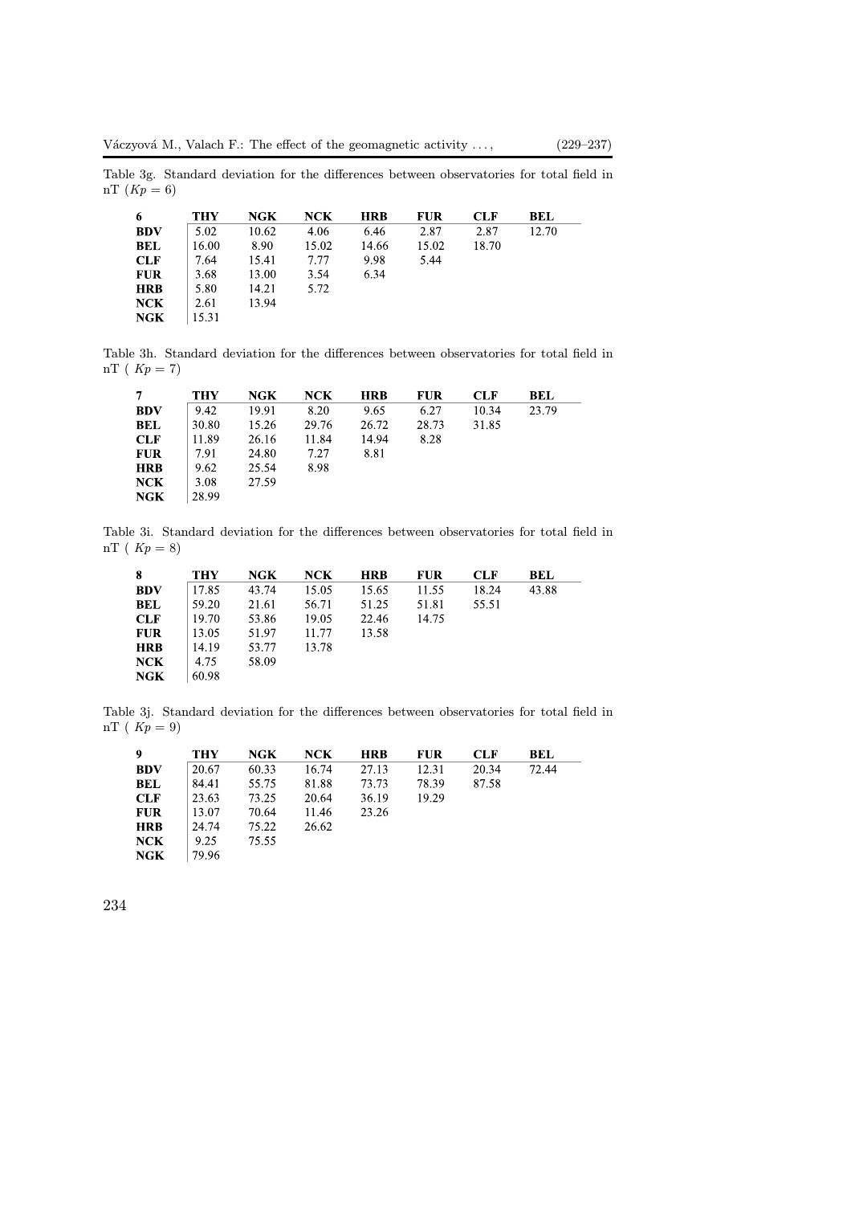Table 3g. Standard deviation for the differences between observatories for total field in nT ($Kp = 6$)

| 6 | THY | NGK | NCK | HRB | FUR | CLF | BEL |
|---|---|---|---|---|---|---|---|
| **BDV** | 5.02 | 10.62 | 4.06 | 6.46 | 2.87 | 2.87 | 12.70 |
| **BEL** | 16.00 | 8.90 | 15.02 | 14.66 | 15.02 | 18.70 | |
| **CLF** | 7.64 | 15.41 | 7.77 | 9.98 | 5.44 | | |
| **FUR** | 3.68 | 13.00 | 3.54 | 6.34 | | | |
| **HRB** | 5.80 | 14.21 | 5.72 | | | | |
| **NCK** | 2.61 | 13.94 | | | | | |
| **NGK** | 15.31 | | | | | | |

Table 3h. Standard deviation for the differences between observatories for total field in nT ( $Kp = 7$)

| 7 | THY | NGK | NCK | HRB | FUR | CLF | BEL |
|---|---|---|---|---|---|---|---|
| **BDV** | 9.42 | 19.91 | 8.20 | 9.65 | 6.27 | 10.34 | 23.79 |
| **BEL** | 30.80 | 15.26 | 29.76 | 26.72 | 28.73 | 31.85 | |
| **CLF** | 11.89 | 26.16 | 11.84 | 14.94 | 8.28 | | |
| **FUR** | 7.91 | 24.80 | 7.27 | 8.81 | | | |
| **HRB** | 9.62 | 25.54 | 8.98 | | | | |
| **NCK** | 3.08 | 27.59 | | | | | |
| **NGK** | 28.99 | | | | | | |

Table 3i. Standard deviation for the differences between observatories for total field in nT ( $Kp = 8$)

| 8 | THY | NGK | NCK | HRB | FUR | CLF | BEL |
|---|---|---|---|---|---|---|---|
| **BDV** | 17.85 | 43.74 | 15.05 | 15.65 | 11.55 | 18.24 | 43.88 |
| **BEL** | 59.20 | 21.61 | 56.71 | 51.25 | 51.81 | 55.51 | |
| **CLF** | 19.70 | 53.86 | 19.05 | 22.46 | 14.75 | | |
| **FUR** | 13.05 | 51.97 | 11.77 | 13.58 | | | |
| **HRB** | 14.19 | 53.77 | 13.78 | | | | |
| **NCK** | 4.75 | 58.09 | | | | | |
| **NGK** | 60.98 | | | | | | |

Table 3j. Standard deviation for the differences between observatories for total field in nT ( $Kp = 9$)

| 9 | THY | NGK | NCK | HRB | FUR | CLF | BEL |
|---|---|---|---|---|---|---|---|
| **BDV** | 20.67 | 60.33 | 16.74 | 27.13 | 12.31 | 20.34 | 72.44 |
| **BEL** | 84.41 | 55.75 | 81.88 | 73.73 | 78.39 | 87.58 | |
| **CLF** | 23.63 | 73.25 | 20.64 | 36.19 | 19.29 | | |
| **FUR** | 13.07 | 70.64 | 11.46 | 23.26 | | | |
| **HRB** | 24.74 | 75.22 | 26.62 | | | | |
| **NCK** | 9.25 | 75.55 | | | | | |
| **NGK** | 79.96 | | | | | | |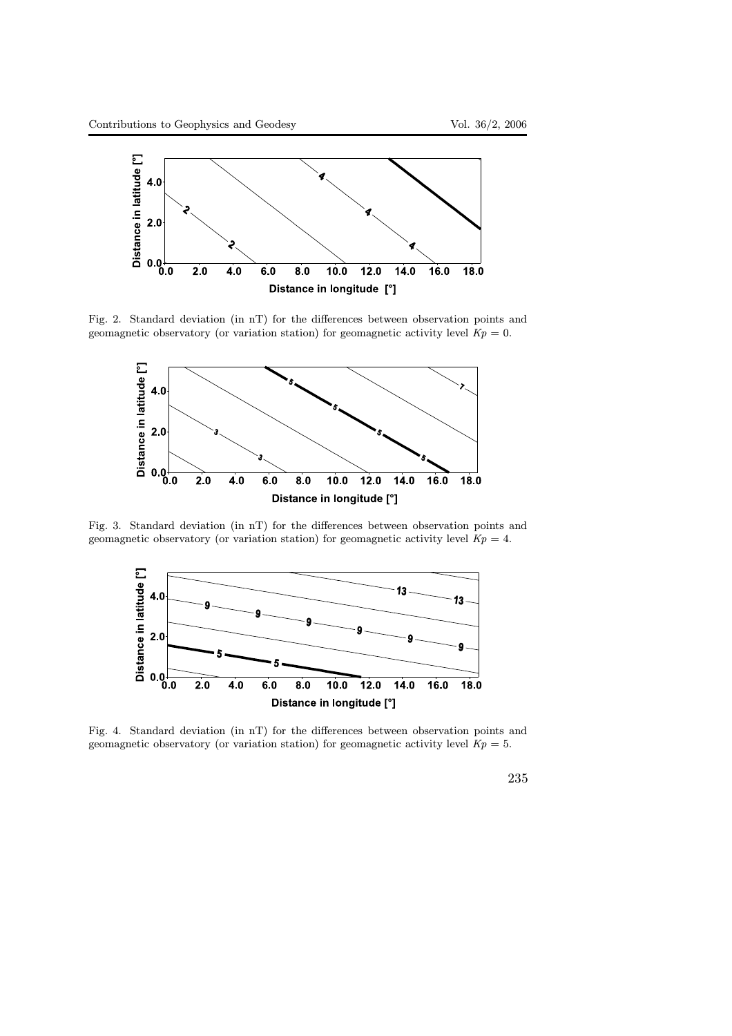Fig. 2. Standard deviation (in nT) for the differences between observation points and geomagnetic observatory (or variation station) for geomagnetic activity level $Kp = 0$.

Fig. 3. Standard deviation (in nT) for the differences between observation points and geomagnetic observatory (or variation station) for geomagnetic activity level $Kp = 4$.

Fig. 4. Standard deviation (in nT) for the differences between observation points and geomagnetic observatory (or variation station) for geomagnetic activity level $Kp = 5$.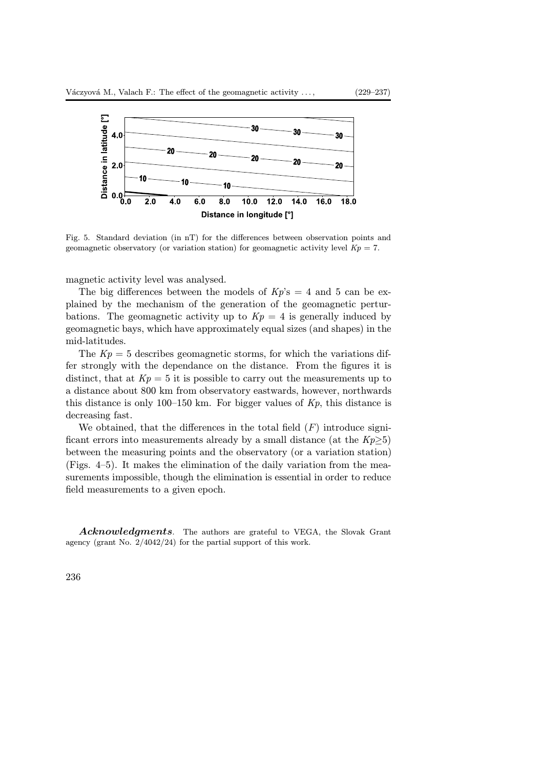Fig. 5. Standard deviation (in nT) for the differences between observation points and geomagnetic observatory (or variation station) for geomagnetic activity level $Kp = 7$.

magnetic activity level was analysed.

The big differences between the models of $Kp$'s = 4 and 5 can be explained by the mechanism of the generation of the geomagnetic perturbations. The geomagnetic activity up to $Kp = 4$ is generally induced by geomagnetic bays, which have approximately equal sizes (and shapes) in the mid-latitudes.

The $Kp = 5$ describes geomagnetic storms, for which the variations differ strongly with the dependance on the distance. From the figures it is distinct, that at $Kp = 5$ it is possible to carry out the measurements up to a distance about 800 km from observatory eastwards, however, northwards this distance is only 100–150 km. For bigger values of $Kp$, this distance is decreasing fast.

We obtained, that the differences in the total field ($F$) introduce significant errors into measurements already by a small distance (at the $Kp \geq 5$) between the measuring points and the observatory (or a variation station) (Figs. 4–5). It makes the elimination of the daily variation from the measurements impossible, though the elimination is essential in order to reduce field measurements to a given epoch.

***Acknowledgments***. The authors are grateful to VEGA, the Slovak Grant agency (grant No. 2/4042/24) for the partial support of this work.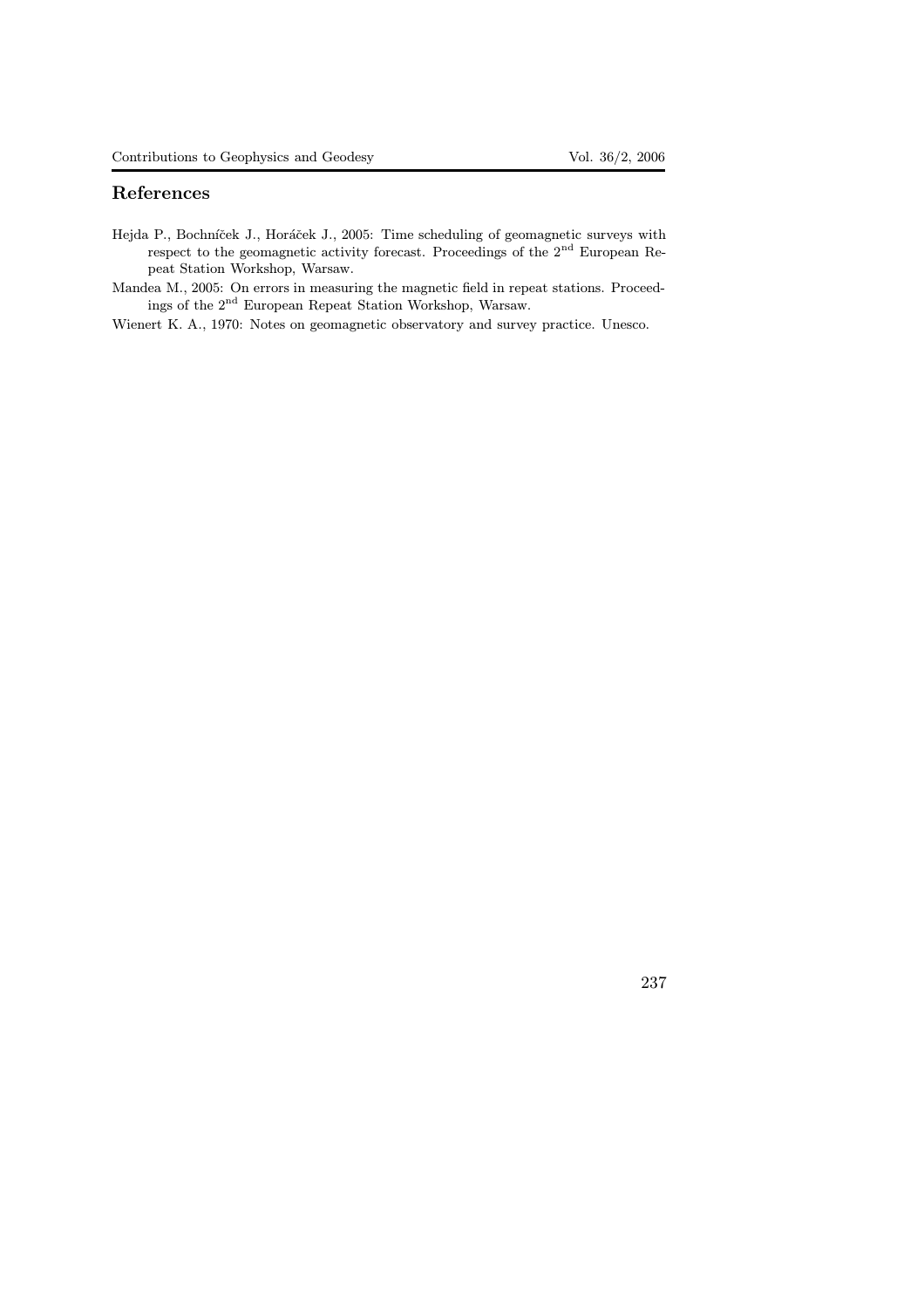## References

Hejda P., Bochníček J., Horáček J., 2005: Time scheduling of geomagnetic surveys with respect to the geomagnetic activity forecast. Proceedings of the 2nd European Repeat Station Workshop, Warsaw.

Mandea M., 2005: On errors in measuring the magnetic field in repeat stations. Proceedings of the 2nd European Repeat Station Workshop, Warsaw.

Wienert K. A., 1970: Notes on geomagnetic observatory and survey practice. Unesco.